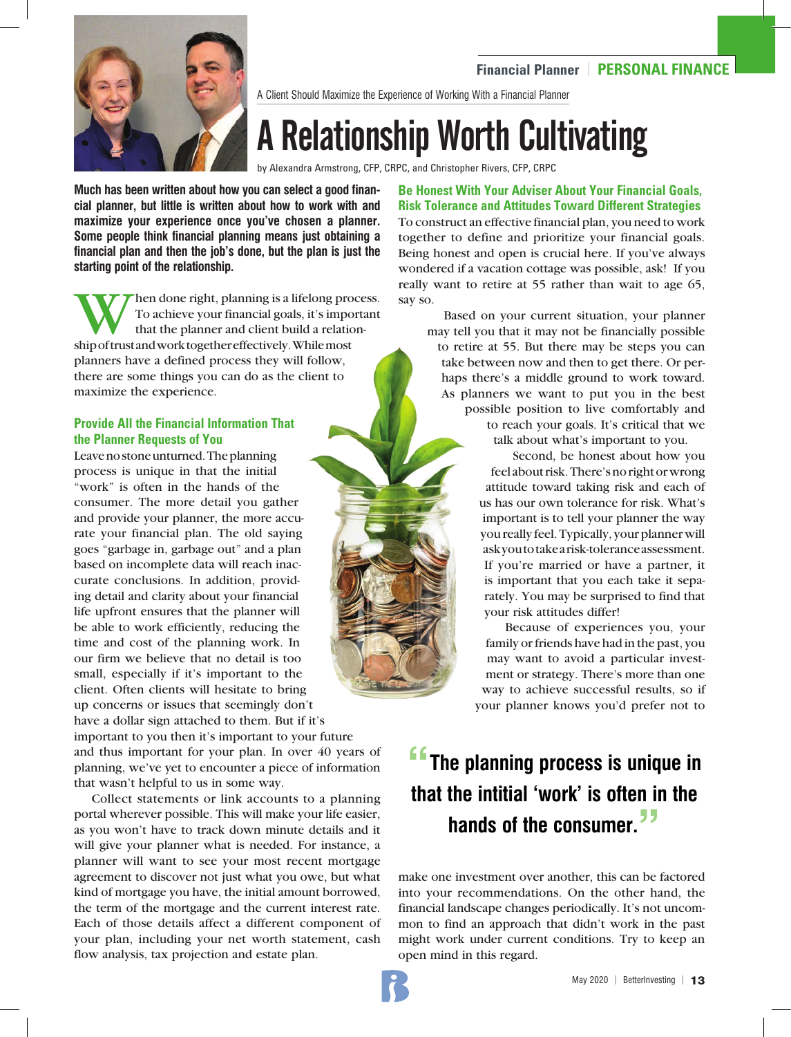A Client Should Maximize the Experience of Working With a Financial Planner

# A Relationship Worth Cultivating

by Alexandra Armstrong, CFP, CRPC, and Christopher Rivers, CFP, CRPC

**Much has been written about how you can select a good financial planner, but little is written about how to work with and maximize your experience once you've chosen a planner. Some people think financial planning means just obtaining a financial plan and then the job's done, but the plan is just the starting point of the relationship.**

When done right, planning is a lifelong process. To achieve your financial goals, it's important that the planner and client build a relationship of trust and work together effectively. While most planners have a defined process they will follow, there are some things you can do as the client to maximize the experience.

## Provide All the Financial Information That the Planner Requests of You

Leave no stone unturned. The planning process is unique in that the initial "work" is often in the hands of the consumer. The more detail you gather and provide your planner, the more accurate your financial plan. The old saying goes "garbage in, garbage out" and a plan based on incomplete data will reach inaccurate conclusions. In addition, providing detail and clarity about your financial life upfront ensures that the planner will be able to work efficiently, reducing the time and cost of the planning work. In our firm we believe that no detail is too small, especially if it's important to the client. Often clients will hesitate to bring up concerns or issues that seemingly don't have a dollar sign attached to them. But if it's important to you then it's important to your future and thus important for your plan. In over 40 years of planning, we've yet to encounter a piece of information that wasn't helpful to us in some way.

Collect statements or link accounts to a planning portal wherever possible. This will make your life easier, as you won't have to track down minute details and it will give your planner what is needed. For instance, a planner will want to see your most recent mortgage agreement to discover not just what you owe, but what kind of mortgage you have, the initial amount borrowed, the term of the mortgage and the current interest rate. Each of those details affect a different component of your plan, including your net worth statement, cash flow analysis, tax projection and estate plan.

## Be Honest With Your Adviser About Your Financial Goals, Risk Tolerance and Attitudes Toward Different Strategies

To construct an effective financial plan, you need to work together to define and prioritize your financial goals. Being honest and open is crucial here. If you've always wondered if a vacation cottage was possible, ask! If you really want to retire at 55 rather than wait to age 65, say so.

Based on your current situation, your planner may tell you that it may not be financially possible to retire at 55. But there may be steps you can take between now and then to get there. Or perhaps there's a middle ground to work toward. As planners we want to put you in the best possible position to live comfortably and to reach your goals. It's critical that we talk about what's important to you.

Second, be honest about how you feel about risk. There's no right or wrong attitude toward taking risk and each of us has our own tolerance for risk. What's important is to tell your planner the way you really feel. Typically, your planner will ask you to take a risk-tolerance assessment. If you're married or have a partner, it is important that you each take it separately. You may be surprised to find that your risk attitudes differ!

Because of experiences you, your family or friends have had in the past, you may want to avoid a particular investment or strategy. There's more than one way to achieve successful results, so if your planner knows you'd prefer not to make one investment over another, this can be factored into your recommendations. On the other hand, the financial landscape changes periodically. It's not uncommon to find an approach that didn't work in the past might work under current conditions. Try to keep an open mind in this regard.

> **"The planning process is unique in that the intitial 'work' is often in the hands of the consumer."**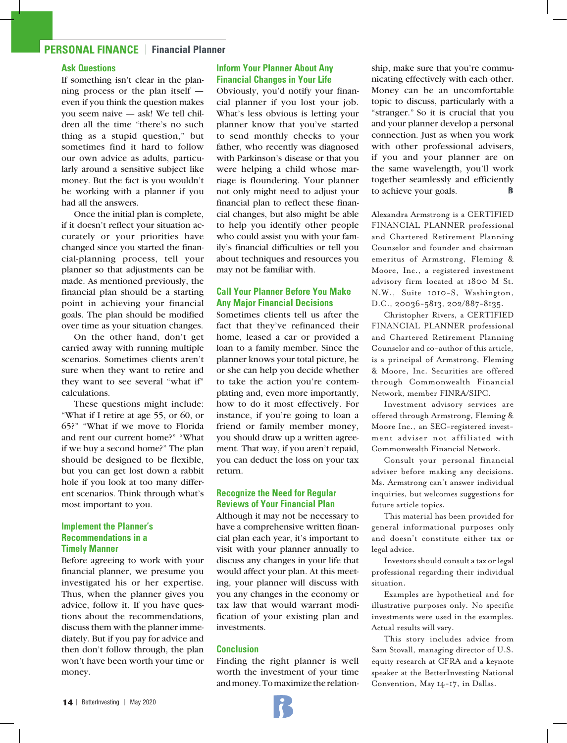## Ask Questions

If something isn't clear in the planning process or the plan itself — even if you think the question makes you seem naive — ask! We tell children all the time "there's no such thing as a stupid question," but sometimes find it hard to follow our own advice as adults, particularly around a sensitive subject like money. But the fact is you wouldn't be working with a planner if you had all the answers.

Once the initial plan is complete, if it doesn't reflect your situation accurately or your priorities have changed since you started the financial-planning process, tell your planner so that adjustments can be made. As mentioned previously, the financial plan should be a starting point in achieving your financial goals. The plan should be modified over time as your situation changes.

On the other hand, don't get carried away with running multiple scenarios. Sometimes clients aren't sure when they want to retire and they want to see several "what if" calculations.

These questions might include: "What if I retire at age 55, or 60, or 65?" "What if we move to Florida and rent our current home?" "What if we buy a second home?" The plan should be designed to be flexible, but you can get lost down a rabbit hole if you look at too many different scenarios. Think through what's most important to you.

## Implement the Planner's Recommendations in a Timely Manner

Before agreeing to work with your financial planner, we presume you investigated his or her expertise. Thus, when the planner gives you advice, follow it. If you have questions about the recommendations, discuss them with the planner immediately. But if you pay for advice and then don't follow through, the plan won't have been worth your time or money.

## Inform Your Planner About Any Financial Changes in Your Life

Obviously, you'd notify your financial planner if you lost your job. What's less obvious is letting your planner know that you've started to send monthly checks to your father, who recently was diagnosed with Parkinson's disease or that you were helping a child whose marriage is floundering. Your planner not only might need to adjust your financial plan to reflect these financial changes, but also might be able to help you identify other people who could assist you with your family's financial difficulties or tell you about techniques and resources you may not be familiar with.

## Call Your Planner Before You Make Any Major Financial Decisions

Sometimes clients tell us after the fact that they've refinanced their home, leased a car or provided a loan to a family member. Since the planner knows your total picture, he or she can help you decide whether to take the action you're contemplating and, even more importantly, how to do it most effectively. For instance, if you're going to loan a friend or family member money, you should draw up a written agreement. That way, if you aren't repaid, you can deduct the loss on your tax return.

## Recognize the Need for Regular Reviews of Your Financial Plan

Although it may not be necessary to have a comprehensive written financial plan each year, it's important to visit with your planner annually to discuss any changes in your life that would affect your plan. At this meeting, your planner will discuss with you any changes in the economy or tax law that would warrant modification of your existing plan and investments.

## Conclusion

Finding the right planner is well worth the investment of your time and money. To maximize the relationship, make sure that you're communicating effectively with each other. Money can be an uncomfortable topic to discuss, particularly with a "stranger." So it is crucial that you and your planner develop a personal connection. Just as when you work with other professional advisers, if you and your planner are on the same wavelength, you'll work together seamlessly and efficiently to achieve your goals.

Alexandra Armstrong is a CERTIFIED FINANCIAL PLANNER professional and Chartered Retirement Planning Counselor and founder and chairman emeritus of Armstrong, Fleming & Moore, Inc., a registered investment advisory firm located at 1800 M St. N.W., Suite 1010-S, Washington, D.C., 20036-5813, 202/887-8135.

Christopher Rivers, a CERTIFIED FINANCIAL PLANNER professional and Chartered Retirement Planning Counselor and co-author of this article, is a principal of Armstrong, Fleming & Moore, Inc. Securities are offered through Commonwealth Financial Network, member FINRA/SIPC.

Investment advisory services are offered through Armstrong, Fleming & Moore Inc., an SEC-registered investment adviser not affiliated with Commonwealth Financial Network.

Consult your personal financial adviser before making any decisions. Ms. Armstrong can't answer individual inquiries, but welcomes suggestions for future article topics.

This material has been provided for general informational purposes only and doesn't constitute either tax or legal advice.

Investors should consult a tax or legal professional regarding their individual situation.

Examples are hypothetical and for illustrative purposes only. No specific investments were used in the examples. Actual results will vary.

This story includes advice from Sam Stovall, managing director of U.S. equity research at CFRA and a keynote speaker at the BetterInvesting National Convention, May 14-17, in Dallas.